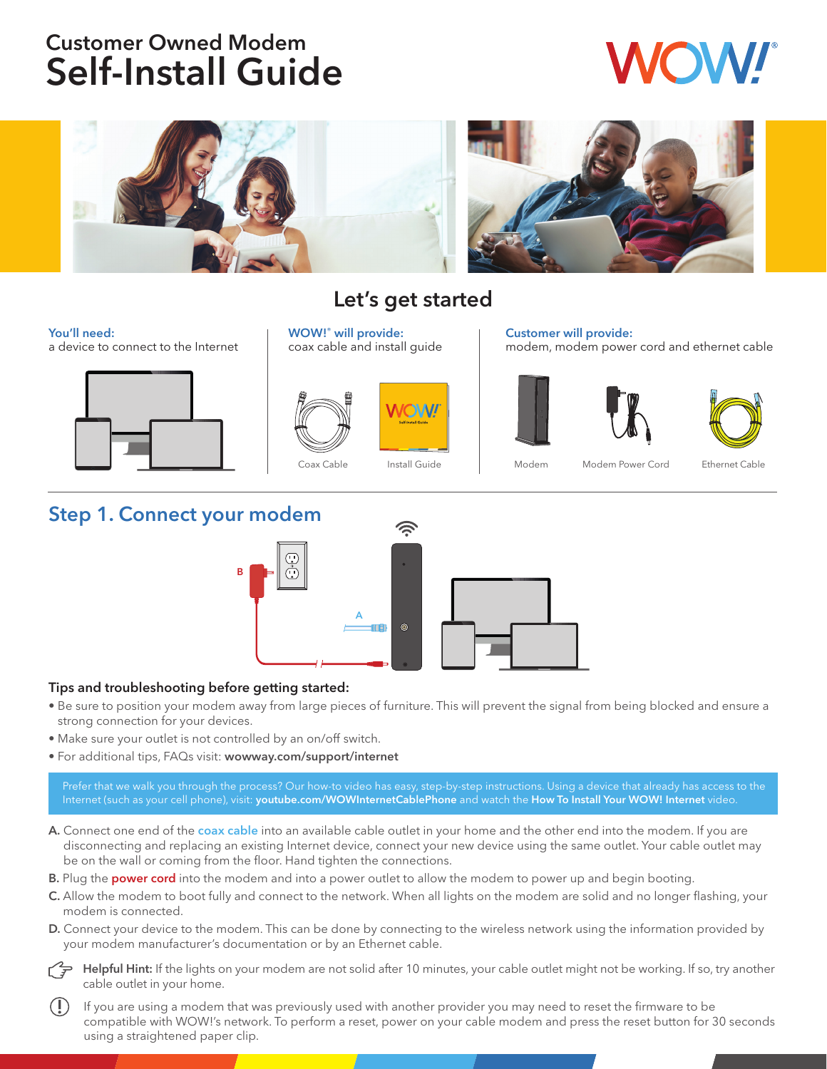# Customer Owned Modem Self-Install Guide

WOW!®

## Let's get started

**You'll need:**
a device to connect to the Internet

**WOW!® will provide:**
coax cable and install guide

Coax Cable

Install Guide

**Customer will provide:**
modem, modem power cord and ethernet cable

Modem

Modem Power Cord

Ethernet Cable

## Step 1. Connect your modem

### Tips and troubleshooting before getting started:

- Be sure to position your modem away from large pieces of furniture. This will prevent the signal from being blocked and ensure a strong connection for your devices.
- Make sure your outlet is not controlled by an on/off switch.
- For additional tips, FAQs visit: **wowway.com/support/internet**

Prefer that we walk you through the process? Our how-to video has easy, step-by-step instructions. Using a device that already has access to the Internet (such as your cell phone), visit: **youtube.com/WOWInternetCablePhone** and watch the **How To Install Your WOW! Internet** video.

**A.** Connect one end of the **coax cable** into an available cable outlet in your home and the other end into the modem. If you are disconnecting and replacing an existing Internet device, connect your new device using the same outlet. Your cable outlet may be on the wall or coming from the floor. Hand tighten the connections.

**B.** Plug the **power cord** into the modem and into a power outlet to allow the modem to power up and begin booting.

**C.** Allow the modem to boot fully and connect to the network. When all lights on the modem are solid and no longer flashing, your modem is connected.

**D.** Connect your device to the modem. This can be done by connecting to the wireless network using the information provided by your modem manufacturer's documentation or by an Ethernet cable.

**Helpful Hint:** If the lights on your modem are not solid after 10 minutes, your cable outlet might not be working. If so, try another cable outlet in your home.

If you are using a modem that was previously used with another provider you may need to reset the firmware to be compatible with WOW!'s network. To perform a reset, power on your cable modem and press the reset button for 30 seconds using a straightened paper clip.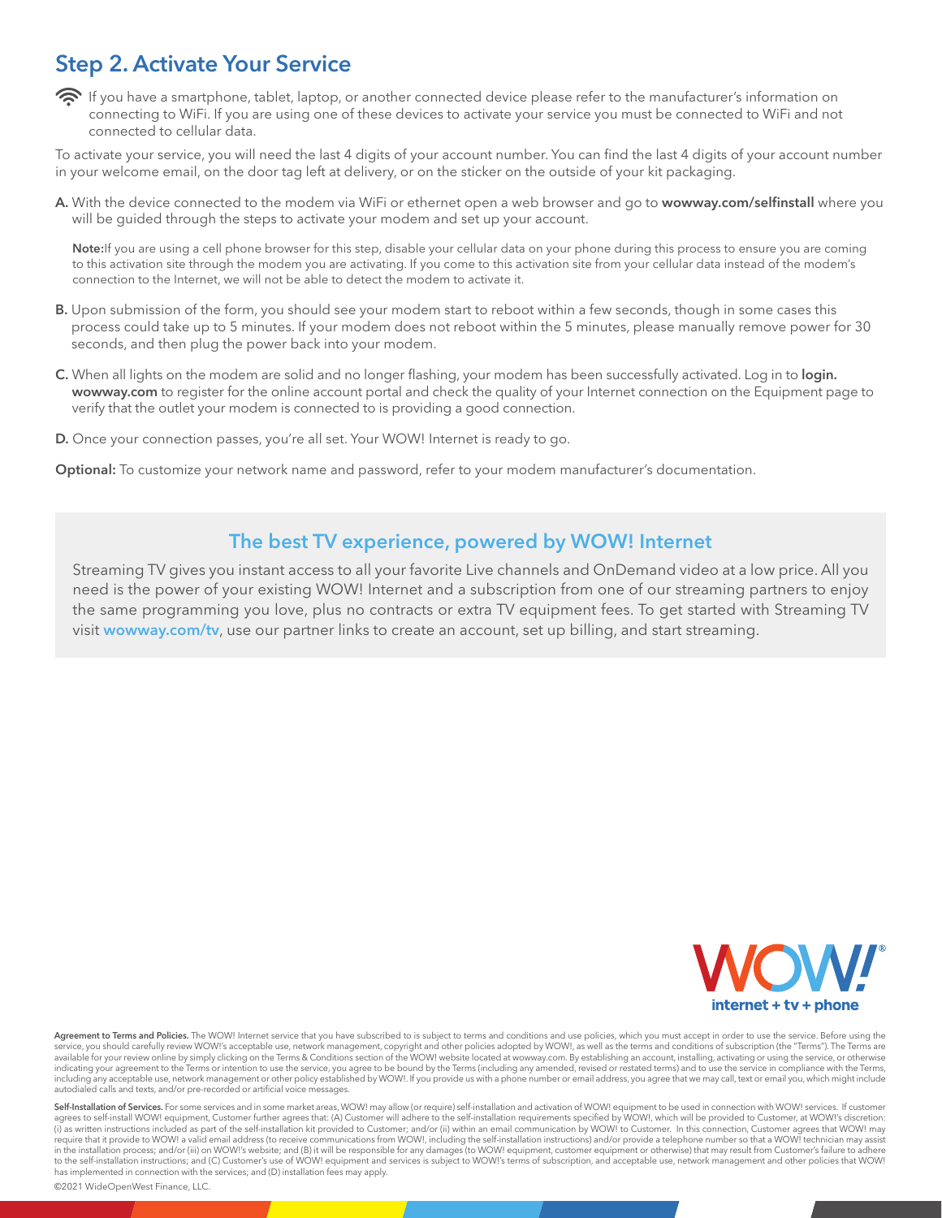## Step 2. Activate Your Service

If you have a smartphone, tablet, laptop, or another connected device please refer to the manufacturer's information on connecting to WiFi. If you are using one of these devices to activate your service you must be connected to WiFi and not connected to cellular data.

To activate your service, you will need the last 4 digits of your account number. You can find the last 4 digits of your account number in your welcome email, on the door tag left at delivery, or on the sticker on the outside of your kit packaging.

**A.** With the device connected to the modem via WiFi or ethernet open a web browser and go to **wowway.com/selfinstall** where you will be guided through the steps to activate your modem and set up your account.

**Note:**If you are using a cell phone browser for this step, disable your cellular data on your phone during this process to ensure you are coming to this activation site through the modem you are activating. If you come to this activation site from your cellular data instead of the modem's connection to the Internet, we will not be able to detect the modem to activate it.

**B.** Upon submission of the form, you should see your modem start to reboot within a few seconds, though in some cases this process could take up to 5 minutes. If your modem does not reboot within the 5 minutes, please manually remove power for 30 seconds, and then plug the power back into your modem.

**C.** When all lights on the modem are solid and no longer flashing, your modem has been successfully activated. Log in to **login.wowway.com** to register for the online account portal and check the quality of your Internet connection on the Equipment page to verify that the outlet your modem is connected to is providing a good connection.

**D.** Once your connection passes, you're all set. Your WOW! Internet is ready to go.

**Optional:** To customize your network name and password, refer to your modem manufacturer's documentation.

### The best TV experience, powered by WOW! Internet

Streaming TV gives you instant access to all your favorite Live channels and OnDemand video at a low price. All you need is the power of your existing WOW! Internet and a subscription from one of our streaming partners to enjoy the same programming you love, plus no contracts or extra TV equipment fees. To get started with Streaming TV visit **wowway.com/tv**, use our partner links to create an account, set up billing, and start streaming.

WOW!® internet + tv + phone

**Agreement to Terms and Policies.** The WOW! Internet service that you have subscribed to is subject to terms and conditions and use policies, which you must accept in order to use the service. Before using the service, you should carefully review WOW!'s acceptable use, network management, copyright and other policies adopted by WOW!, as well as the terms and conditions of subscription (the "Terms"). The Terms are available for your review online by simply clicking on the Terms & Conditions section of the WOW! website located at wowway.com. By establishing an account, installing, activating or using the service, or otherwise indicating your agreement to the Terms or intention to use the service, you agree to be bound by the Terms (including any amended, revised or restated terms) and to use the service in compliance with the Terms, including any acceptable use, network management or other policy established by WOW!. If you provide us with a phone number or email address, you agree that we may call, text or email you, which might include autodialed calls and texts, and/or pre-recorded or artificial voice messages.

**Self-Installation of Services.** For some services and in some market areas, WOW! may allow (or require) self-installation and activation of WOW! equipment to be used in connection with WOW! services. If customer agrees to self-install WOW! equipment, Customer further agrees that: (A) Customer will adhere to the self-installation requirements specified by WOW!, which will be provided to Customer, at WOW!'s discretion: (i) as written instructions included as part of the self-installation kit provided to Customer; and/or (ii) within an email communication by WOW! to Customer. In this connection, Customer agrees that WOW! may require that it provide to WOW! a valid email address (to receive communications from WOW!, including the self-installation instructions) and/or provide a telephone number so that a WOW! technician may assist in the installation process; and/or (iii) on WOW!'s website; and (B) it will be responsible for any damages (to WOW! equipment, customer equipment or otherwise) that may result from Customer's failure to adhere to the self-installation instructions; and (C) Customer's use of WOW! equipment and services is subject to WOW!'s terms of subscription, and acceptable use, network management and other policies that WOW! has implemented in connection with the services; and (D) installation fees may apply.

©2021 WideOpenWest Finance, LLC.